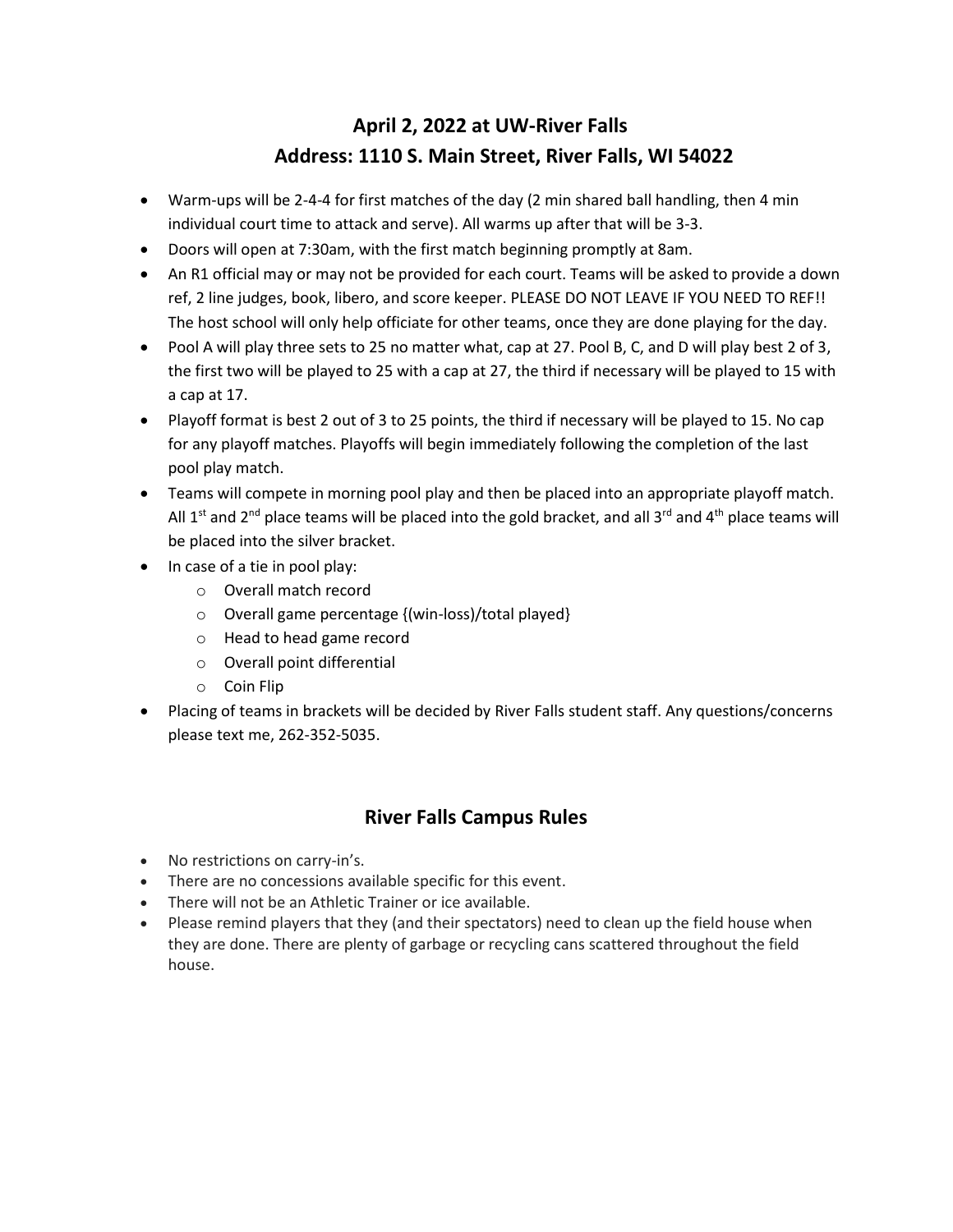## April 2, 2022 at UW-River Falls
## Address: 1110 S. Main Street, River Falls, WI 54022

- Warm-ups will be 2-4-4 for first matches of the day (2 min shared ball handling, then 4 min individual court time to attack and serve). All warms up after that will be 3-3.
- Doors will open at 7:30am, with the first match beginning promptly at 8am.
- An R1 official may or may not be provided for each court. Teams will be asked to provide a down ref, 2 line judges, book, libero, and score keeper. PLEASE DO NOT LEAVE IF YOU NEED TO REF!! The host school will only help officiate for other teams, once they are done playing for the day.
- Pool A will play three sets to 25 no matter what, cap at 27. Pool B, C, and D will play best 2 of 3, the first two will be played to 25 with a cap at 27, the third if necessary will be played to 15 with a cap at 17.
- Playoff format is best 2 out of 3 to 25 points, the third if necessary will be played to 15. No cap for any playoff matches. Playoffs will begin immediately following the completion of the last pool play match.
- Teams will compete in morning pool play and then be placed into an appropriate playoff match. All 1st and 2nd place teams will be placed into the gold bracket, and all 3rd and 4th place teams will be placed into the silver bracket.
- In case of a tie in pool play:
  - Overall match record
  - Overall game percentage {(win-loss)/total played}
  - Head to head game record
  - Overall point differential
  - Coin Flip
- Placing of teams in brackets will be decided by River Falls student staff. Any questions/concerns please text me, 262-352-5035.

## River Falls Campus Rules

- No restrictions on carry-in's.
- There are no concessions available specific for this event.
- There will not be an Athletic Trainer or ice available.
- Please remind players that they (and their spectators) need to clean up the field house when they are done. There are plenty of garbage or recycling cans scattered throughout the field house.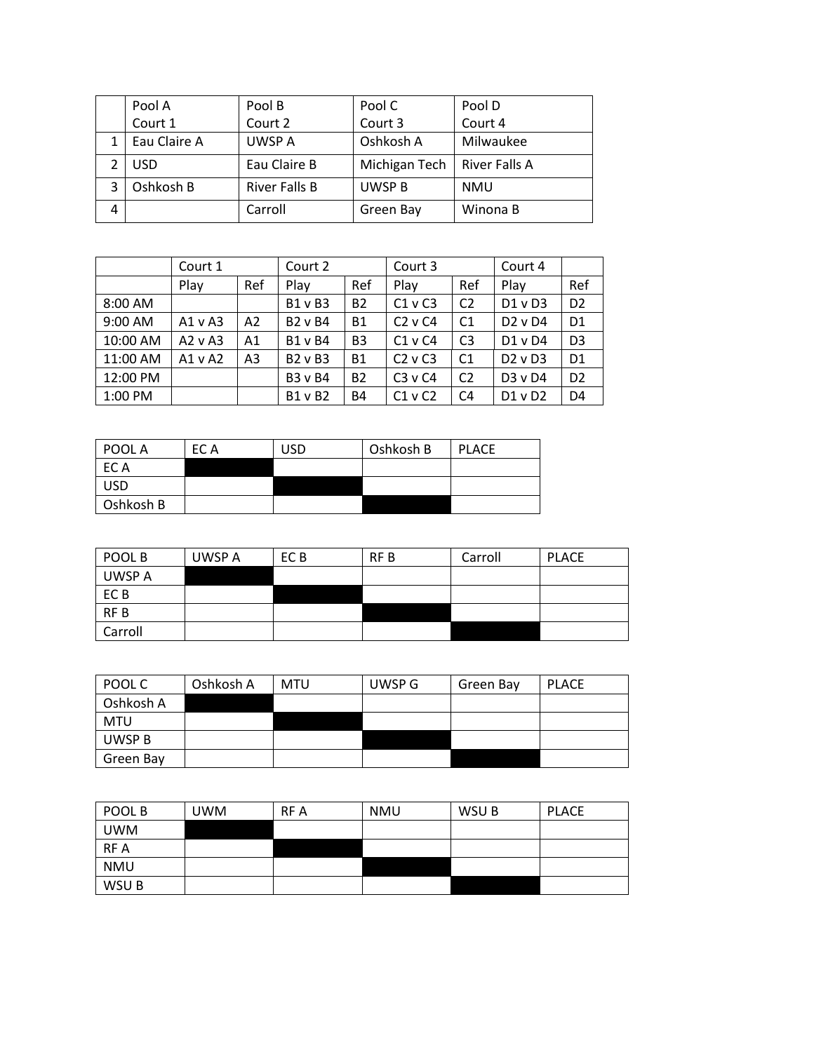| | Pool A Court 1 | Pool B Court 2 | Pool C Court 3 | Pool D Court 4 |
|---|---|---|---|---|
| 1 | Eau Claire A | UWSP A | Oshkosh A | Milwaukee |
| 2 | USD | Eau Claire B | Michigan Tech | River Falls A |
| 3 | Oshkosh B | River Falls B | UWSP B | NMU |
| 4 | | Carroll | Green Bay | Winona B |

| | Court 1 | | Court 2 | | Court 3 | | Court 4 | |
|---|---|---|---|---|---|---|---|---|
| | Play | Ref | Play | Ref | Play | Ref | Play | Ref |
| 8:00 AM | | | B1 v B3 | B2 | C1 v C3 | C2 | D1 v D3 | D2 |
| 9:00 AM | A1 v A3 | A2 | B2 v B4 | B1 | C2 v C4 | C1 | D2 v D4 | D1 |
| 10:00 AM | A2 v A3 | A1 | B1 v B4 | B3 | C1 v C4 | C3 | D1 v D4 | D3 |
| 11:00 AM | A1 v A2 | A3 | B2 v B3 | B1 | C2 v C3 | C1 | D2 v D3 | D1 |
| 12:00 PM | | | B3 v B4 | B2 | C3 v C4 | C2 | D3 v D4 | D2 |
| 1:00 PM | | | B1 v B2 | B4 | C1 v C2 | C4 | D1 v D2 | D4 |

| POOL A | EC A | USD | Oshkosh B | PLACE |
|---|---|---|---|---|
| EC A | | | | |
| USD | | | | |
| Oshkosh B | | | | |

| POOL B | UWSP A | EC B | RF B | Carroll | PLACE |
|---|---|---|---|---|---|
| UWSP A | | | | | |
| EC B | | | | | |
| RF B | | | | | |
| Carroll | | | | | |

| POOL C | Oshkosh A | MTU | UWSP G | Green Bay | PLACE |
|---|---|---|---|---|---|
| Oshkosh A | | | | | |
| MTU | | | | | |
| UWSP B | | | | | |
| Green Bay | | | | | |

| POOL B | UWM | RF A | NMU | WSU B | PLACE |
|---|---|---|---|---|---|
| UWM | | | | | |
| RF A | | | | | |
| NMU | | | | | |
| WSU B | | | | | |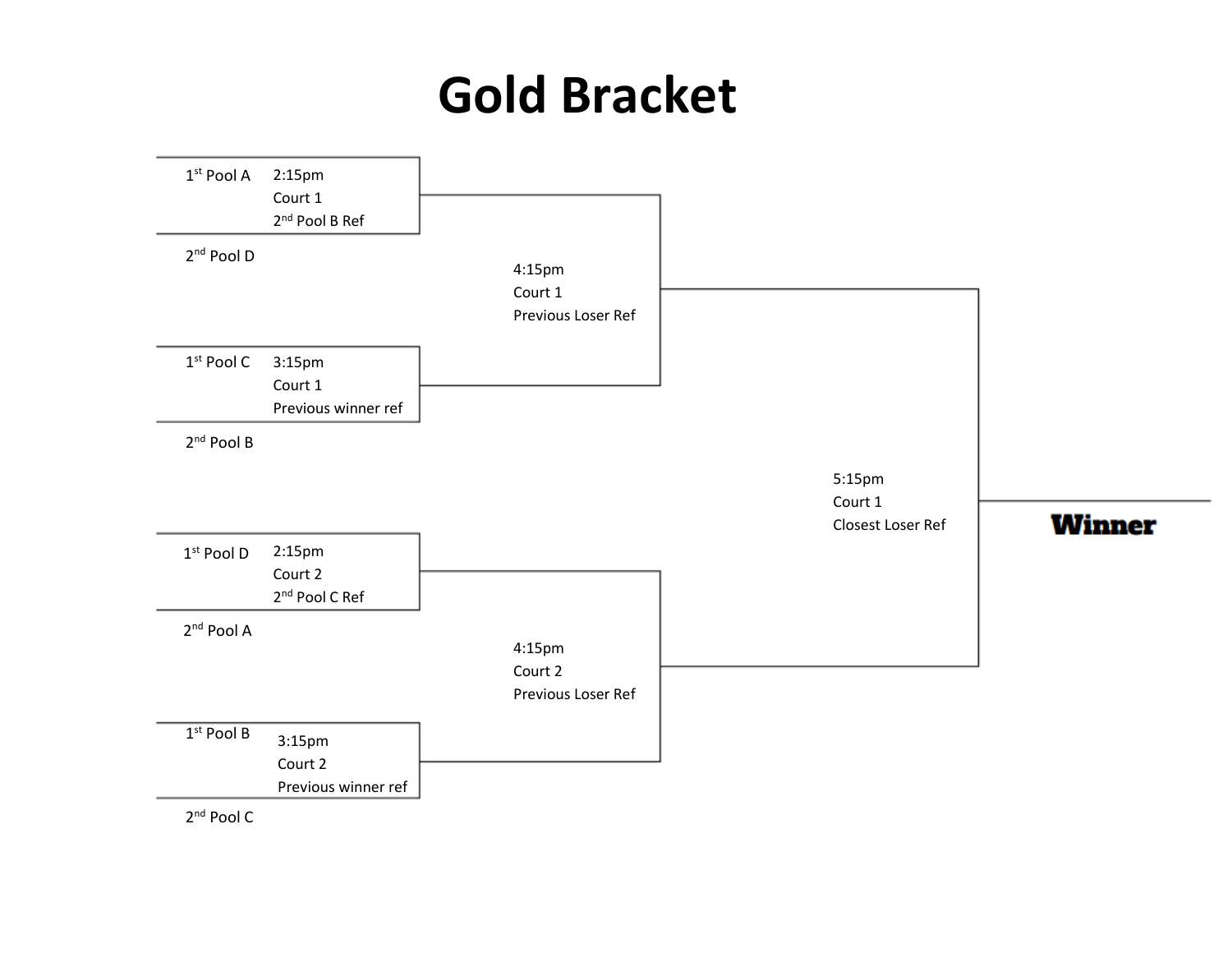# Gold Bracket

1st Pool A — 2:15pm, Court 1, 2nd Pool B Ref

2nd Pool D

4:15pm
Court 1
Previous Loser Ref

1st Pool C — 3:15pm, Court 1, Previous winner ref

2nd Pool B

5:15pm
Court 1
Closest Loser Ref

**Winner**

1st Pool D — 2:15pm, Court 2, 2nd Pool C Ref

2nd Pool A

4:15pm
Court 2
Previous Loser Ref

1st Pool B — 3:15pm, Court 2, Previous winner ref

2nd Pool C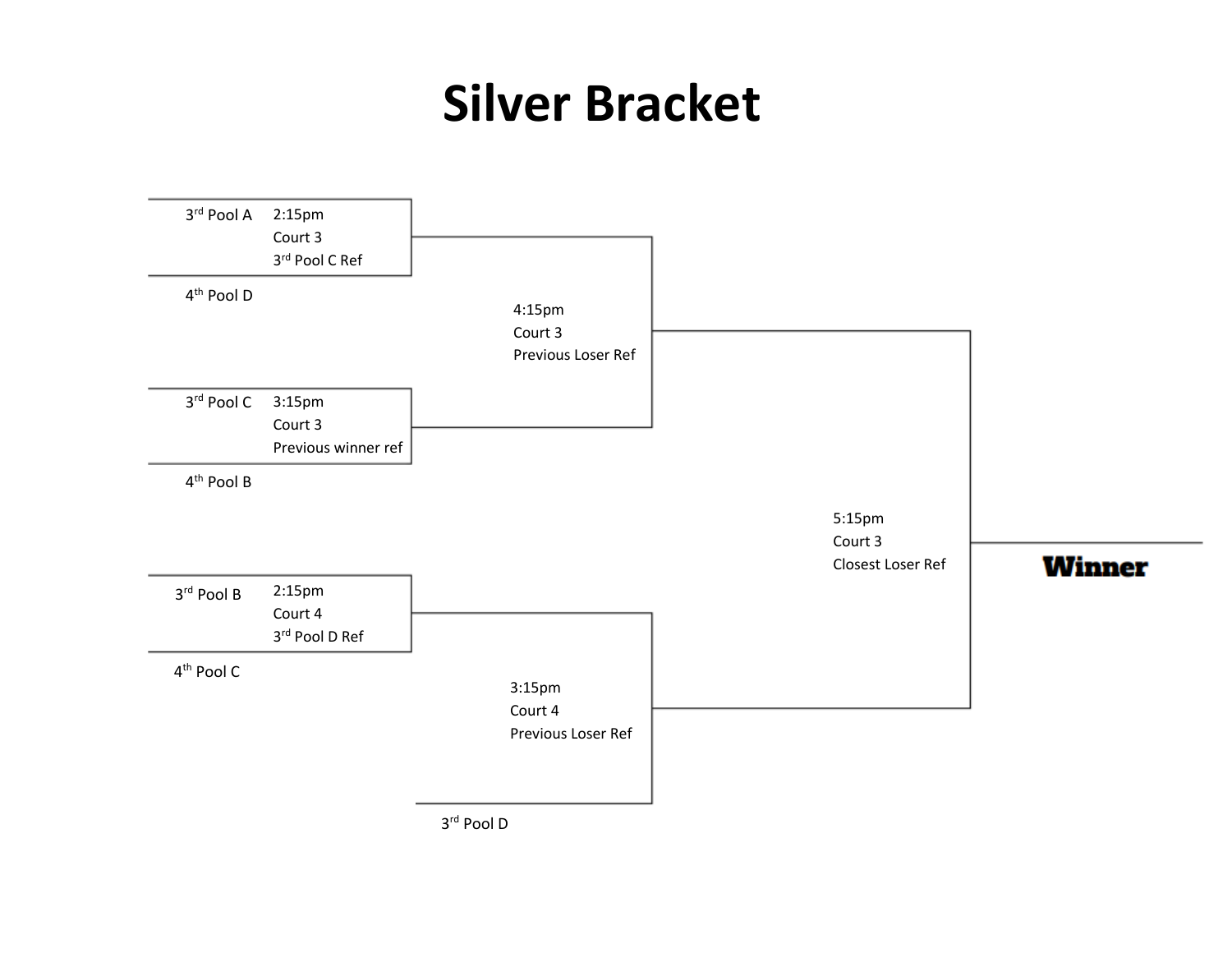# Silver Bracket

3rd Pool A
2:15pm
Court 3
3rd Pool C Ref

4th Pool D

4:15pm
Court 3
Previous Loser Ref

3rd Pool C
3:15pm
Court 3
Previous winner ref

4th Pool B

5:15pm
Court 3
Closest Loser Ref

**Winner**

3rd Pool B
2:15pm
Court 4
3rd Pool D Ref

4th Pool C

3:15pm
Court 4
Previous Loser Ref

3rd Pool D